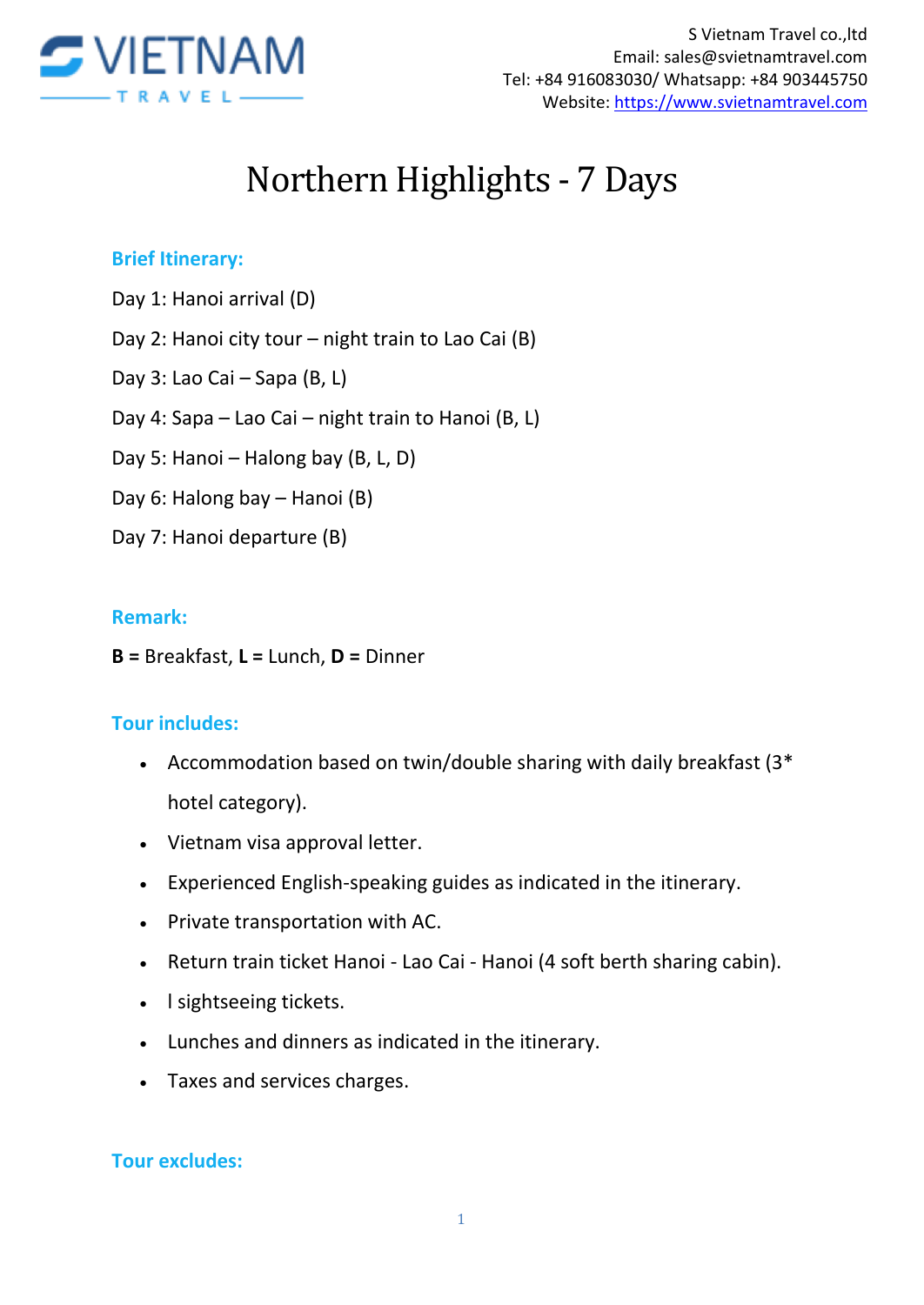S Vietnam Travel co.,ltd
Email: sales@svietnamtravel.com
Tel: +84 916083030/ Whatsapp: +84 903445750
Website: https://www.svietnamtravel.com

# Northern Highlights - 7 Days

## Brief Itinerary:

Day 1: Hanoi arrival (D)

Day 2: Hanoi city tour – night train to Lao Cai (B)

Day 3: Lao Cai – Sapa (B, L)

Day 4: Sapa – Lao Cai – night train to Hanoi (B, L)

Day 5: Hanoi – Halong bay (B, L, D)

Day 6: Halong bay – Hanoi (B)

Day 7: Hanoi departure (B)

## Remark:

**B** = Breakfast, **L** = Lunch, **D** = Dinner

## Tour includes:

- Accommodation based on twin/double sharing with daily breakfast (3* hotel category).
- Vietnam visa approval letter.
- Experienced English-speaking guides as indicated in the itinerary.
- Private transportation with AC.
- Return train ticket Hanoi - Lao Cai - Hanoi (4 soft berth sharing cabin).
- l sightseeing tickets.
- Lunches and dinners as indicated in the itinerary.
- Taxes and services charges.

## Tour excludes: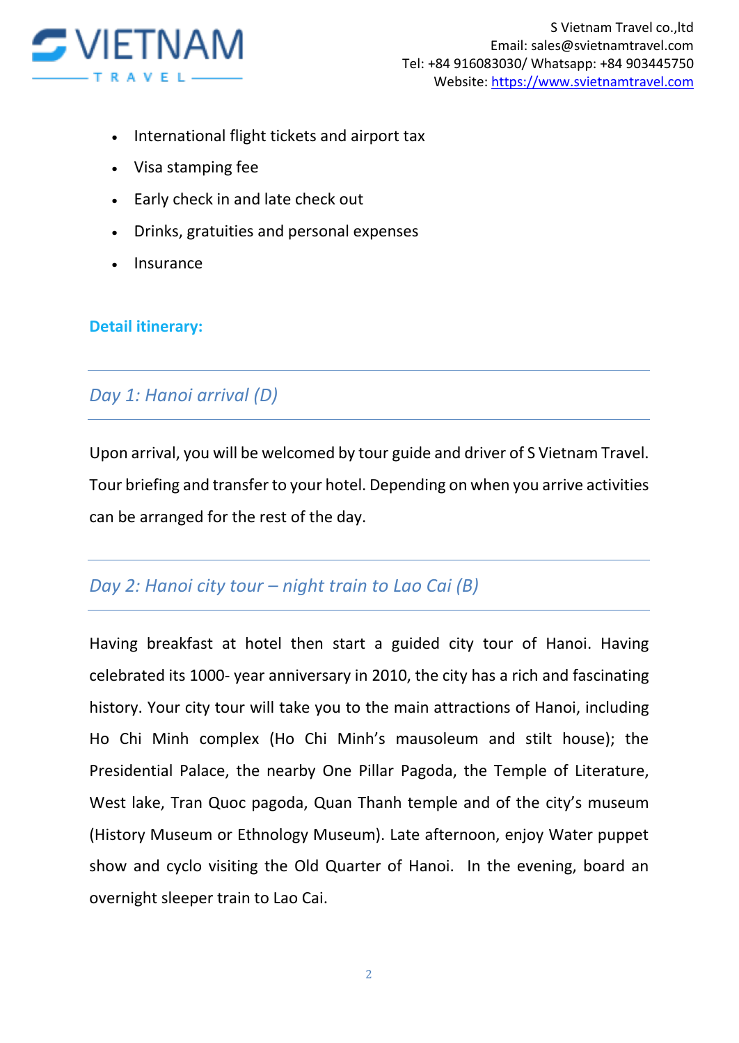- International flight tickets and airport tax
- Visa stamping fee
- Early check in and late check out
- Drinks, gratuities and personal expenses
- Insurance

**Detail itinerary:**

---

## *Day 1: Hanoi arrival (D)*

---

Upon arrival, you will be welcomed by tour guide and driver of S Vietnam Travel. Tour briefing and transfer to your hotel. Depending on when you arrive activities can be arranged for the rest of the day.

---

## *Day 2: Hanoi city tour – night train to Lao Cai (B)*

---

Having breakfast at hotel then start a guided city tour of Hanoi. Having celebrated its 1000- year anniversary in 2010, the city has a rich and fascinating history. Your city tour will take you to the main attractions of Hanoi, including Ho Chi Minh complex (Ho Chi Minh's mausoleum and stilt house); the Presidential Palace, the nearby One Pillar Pagoda, the Temple of Literature, West lake, Tran Quoc pagoda, Quan Thanh temple and of the city's museum (History Museum or Ethnology Museum). Late afternoon, enjoy Water puppet show and cyclo visiting the Old Quarter of Hanoi. In the evening, board an overnight sleeper train to Lao Cai.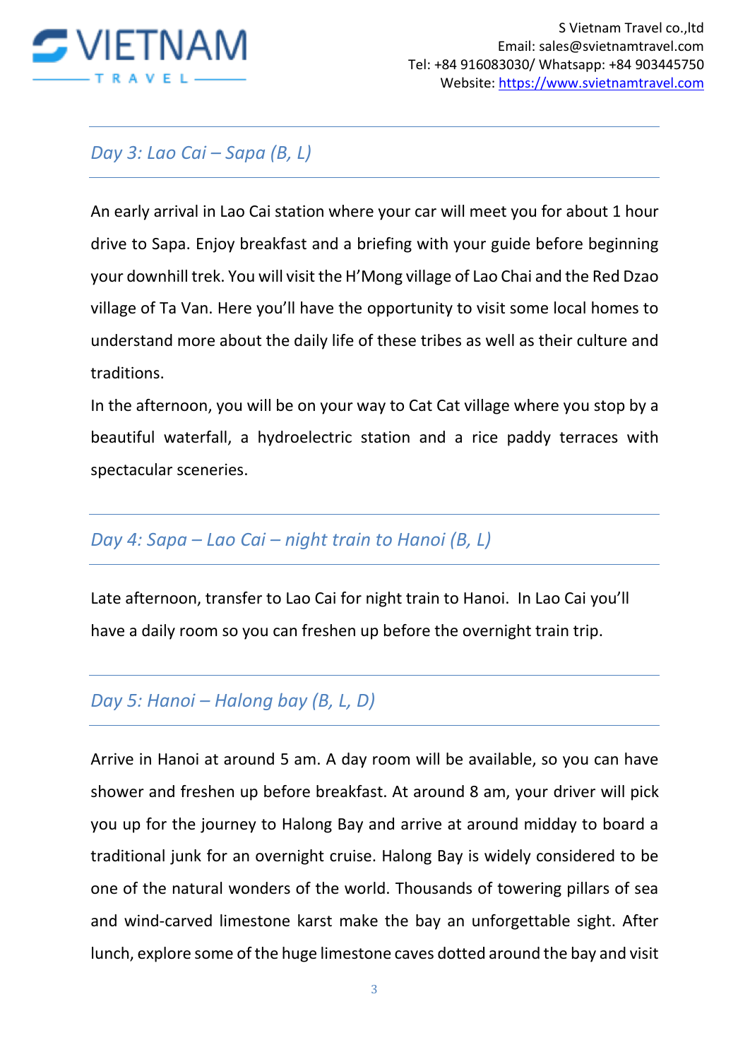## *Day 3: Lao Cai – Sapa (B, L)*

An early arrival in Lao Cai station where your car will meet you for about 1 hour drive to Sapa. Enjoy breakfast and a briefing with your guide before beginning your downhill trek. You will visit the H'Mong village of Lao Chai and the Red Dzao village of Ta Van. Here you'll have the opportunity to visit some local homes to understand more about the daily life of these tribes as well as their culture and traditions.

In the afternoon, you will be on your way to Cat Cat village where you stop by a beautiful waterfall, a hydroelectric station and a rice paddy terraces with spectacular sceneries.

## *Day 4: Sapa – Lao Cai – night train to Hanoi (B, L)*

Late afternoon, transfer to Lao Cai for night train to Hanoi. In Lao Cai you'll have a daily room so you can freshen up before the overnight train trip.

## *Day 5: Hanoi – Halong bay (B, L, D)*

Arrive in Hanoi at around 5 am. A day room will be available, so you can have shower and freshen up before breakfast. At around 8 am, your driver will pick you up for the journey to Halong Bay and arrive at around midday to board a traditional junk for an overnight cruise. Halong Bay is widely considered to be one of the natural wonders of the world. Thousands of towering pillars of sea and wind-carved limestone karst make the bay an unforgettable sight. After lunch, explore some of the huge limestone caves dotted around the bay and visit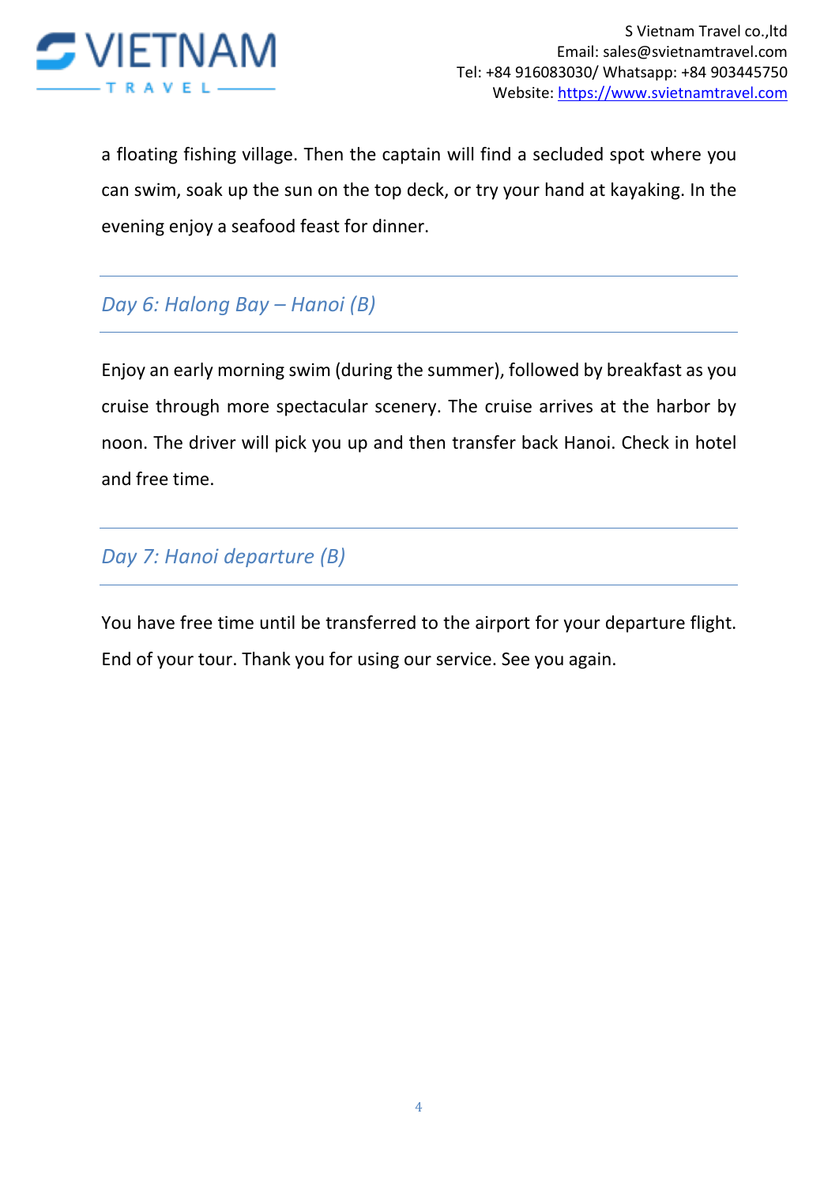a floating fishing village. Then the captain will find a secluded spot where you can swim, soak up the sun on the top deck, or try your hand at kayaking. In the evening enjoy a seafood feast for dinner.

## *Day 6: Halong Bay – Hanoi (B)*

Enjoy an early morning swim (during the summer), followed by breakfast as you cruise through more spectacular scenery. The cruise arrives at the harbor by noon. The driver will pick you up and then transfer back Hanoi. Check in hotel and free time.

## *Day 7: Hanoi departure (B)*

You have free time until be transferred to the airport for your departure flight. End of your tour. Thank you for using our service. See you again.